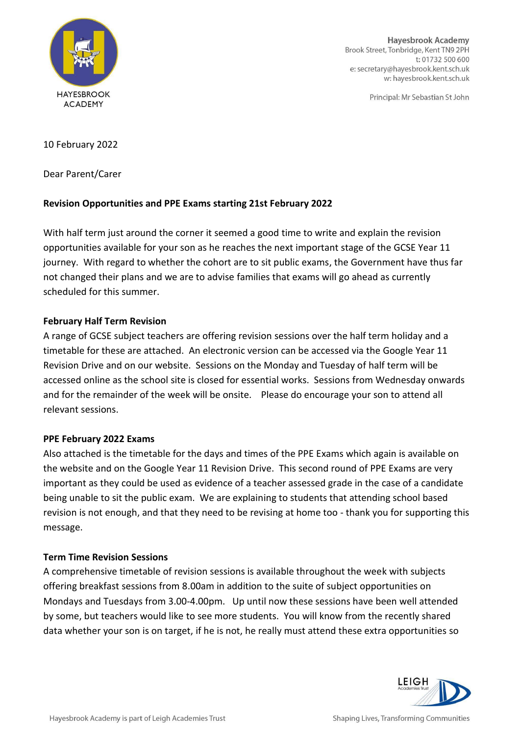HAYESBROOK ACADEMY

**Hayesbrook Academy**
Brook Street, Tonbridge, Kent TN9 2PH
t: 01732 500 600
e: secretary@hayesbrook.kent.sch.uk
w: hayesbrook.kent.sch.uk

Principal: Mr Sebastian St John

10 February 2022

Dear Parent/Carer

**Revision Opportunities and PPE Exams starting 21st February 2022**

With half term just around the corner it seemed a good time to write and explain the revision opportunities available for your son as he reaches the next important stage of the GCSE Year 11 journey. With regard to whether the cohort are to sit public exams, the Government have thus far not changed their plans and we are to advise families that exams will go ahead as currently scheduled for this summer.

**February Half Term Revision**

A range of GCSE subject teachers are offering revision sessions over the half term holiday and a timetable for these are attached. An electronic version can be accessed via the Google Year 11 Revision Drive and on our website. Sessions on the Monday and Tuesday of half term will be accessed online as the school site is closed for essential works. Sessions from Wednesday onwards and for the remainder of the week will be onsite. Please do encourage your son to attend all relevant sessions.

**PPE February 2022 Exams**

Also attached is the timetable for the days and times of the PPE Exams which again is available on the website and on the Google Year 11 Revision Drive. This second round of PPE Exams are very important as they could be used as evidence of a teacher assessed grade in the case of a candidate being unable to sit the public exam. We are explaining to students that attending school based revision is not enough, and that they need to be revising at home too - thank you for supporting this message.

**Term Time Revision Sessions**

A comprehensive timetable of revision sessions is available throughout the week with subjects offering breakfast sessions from 8.00am in addition to the suite of subject opportunities on Mondays and Tuesdays from 3.00-4.00pm. Up until now these sessions have been well attended by some, but teachers would like to see more students. You will know from the recently shared data whether your son is on target, if he is not, he really must attend these extra opportunities so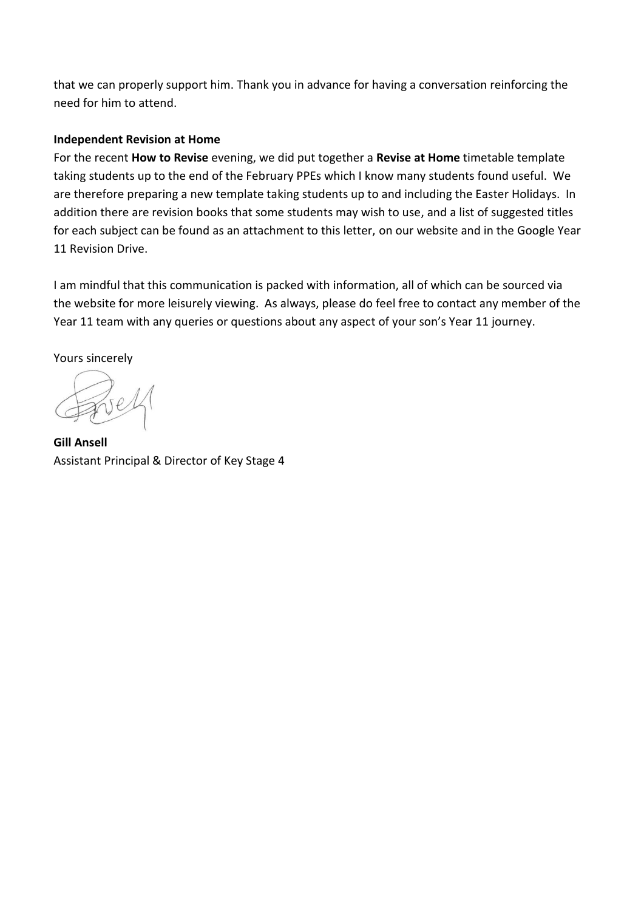that we can properly support him. Thank you in advance for having a conversation reinforcing the need for him to attend.

**Independent Revision at Home**

For the recent **How to Revise** evening, we did put together a **Revise at Home** timetable template taking students up to the end of the February PPEs which I know many students found useful. We are therefore preparing a new template taking students up to and including the Easter Holidays. In addition there are revision books that some students may wish to use, and a list of suggested titles for each subject can be found as an attachment to this letter, on our website and in the Google Year 11 Revision Drive.

I am mindful that this communication is packed with information, all of which can be sourced via the website for more leisurely viewing. As always, please do feel free to contact any member of the Year 11 team with any queries or questions about any aspect of your son's Year 11 journey.

Yours sincerely

**Gill Ansell**
Assistant Principal & Director of Key Stage 4